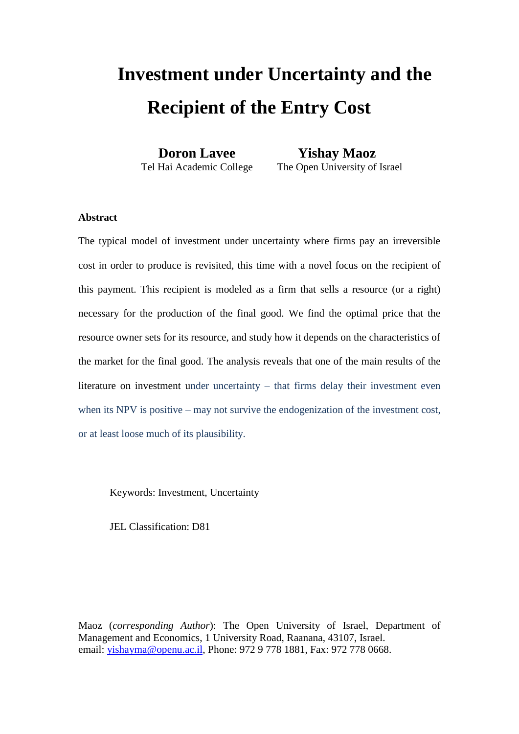# Investment under Uncertainty and the Recipient of the Entry Cost

**Doron Lavee**
Tel Hai Academic College

**Yishay Maoz**
The Open University of Israel

**Abstract**

The typical model of investment under uncertainty where firms pay an irreversible cost in order to produce is revisited, this time with a novel focus on the recipient of this payment. This recipient is modeled as a firm that sells a resource (or a right) necessary for the production of the final good. We find the optimal price that the resource owner sets for its resource, and study how it depends on the characteristics of the market for the final good. The analysis reveals that one of the main results of the literature on investment under uncertainty – that firms delay their investment even when its NPV is positive – may not survive the endogenization of the investment cost, or at least loose much of its plausibility.

Keywords: Investment, Uncertainty

JEL Classification: D81

Maoz (*corresponding Author*): The Open University of Israel, Department of Management and Economics, 1 University Road, Raanana, 43107, Israel.
email: yishayma@openu.ac.il, Phone: 972 9 778 1881, Fax: 972 778 0668.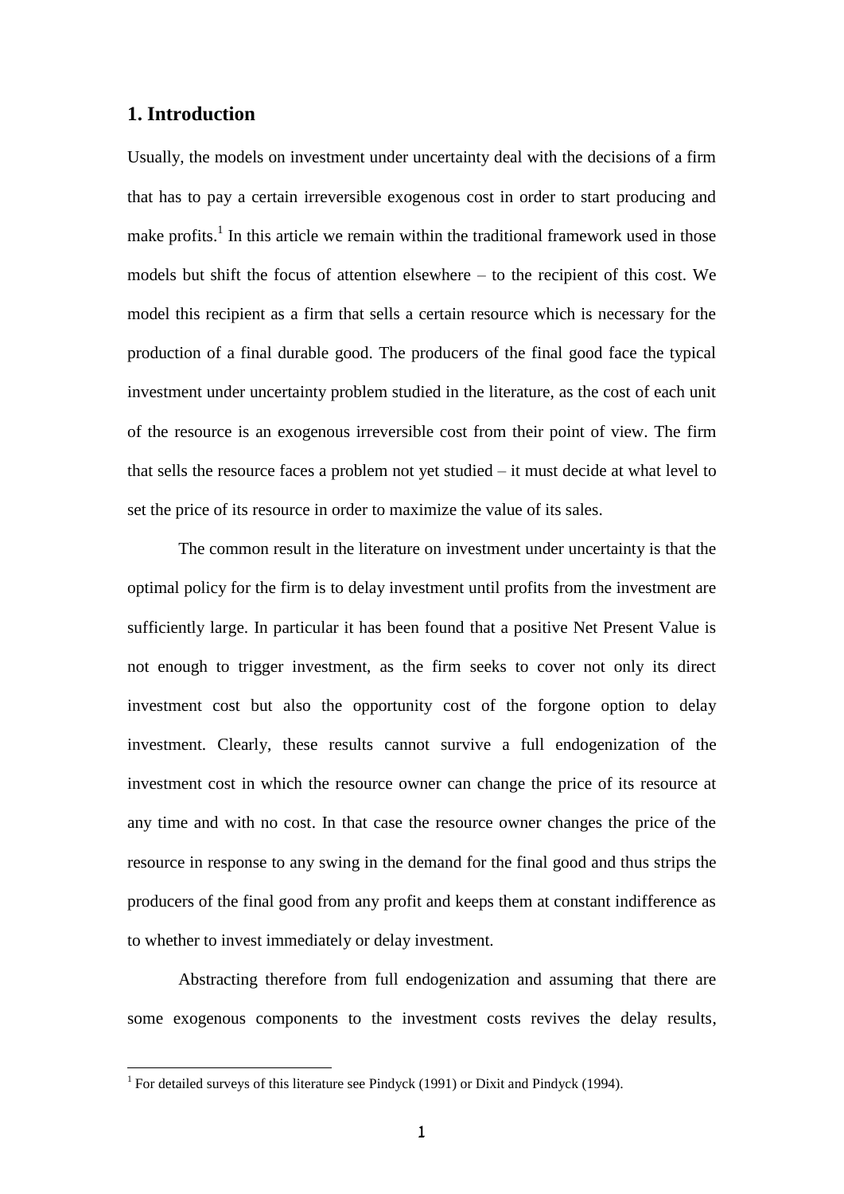## 1. Introduction

Usually, the models on investment under uncertainty deal with the decisions of a firm that has to pay a certain irreversible exogenous cost in order to start producing and make profits.[1] In this article we remain within the traditional framework used in those models but shift the focus of attention elsewhere – to the recipient of this cost. We model this recipient as a firm that sells a certain resource which is necessary for the production of a final durable good. The producers of the final good face the typical investment under uncertainty problem studied in the literature, as the cost of each unit of the resource is an exogenous irreversible cost from their point of view. The firm that sells the resource faces a problem not yet studied – it must decide at what level to set the price of its resource in order to maximize the value of its sales.

The common result in the literature on investment under uncertainty is that the optimal policy for the firm is to delay investment until profits from the investment are sufficiently large. In particular it has been found that a positive Net Present Value is not enough to trigger investment, as the firm seeks to cover not only its direct investment cost but also the opportunity cost of the forgone option to delay investment. Clearly, these results cannot survive a full endogenization of the investment cost in which the resource owner can change the price of its resource at any time and with no cost. In that case the resource owner changes the price of the resource in response to any swing in the demand for the final good and thus strips the producers of the final good from any profit and keeps them at constant indifference as to whether to invest immediately or delay investment.

Abstracting therefore from full endogenization and assuming that there are some exogenous components to the investment costs revives the delay results,

[1] For detailed surveys of this literature see Pindyck (1991) or Dixit and Pindyck (1994).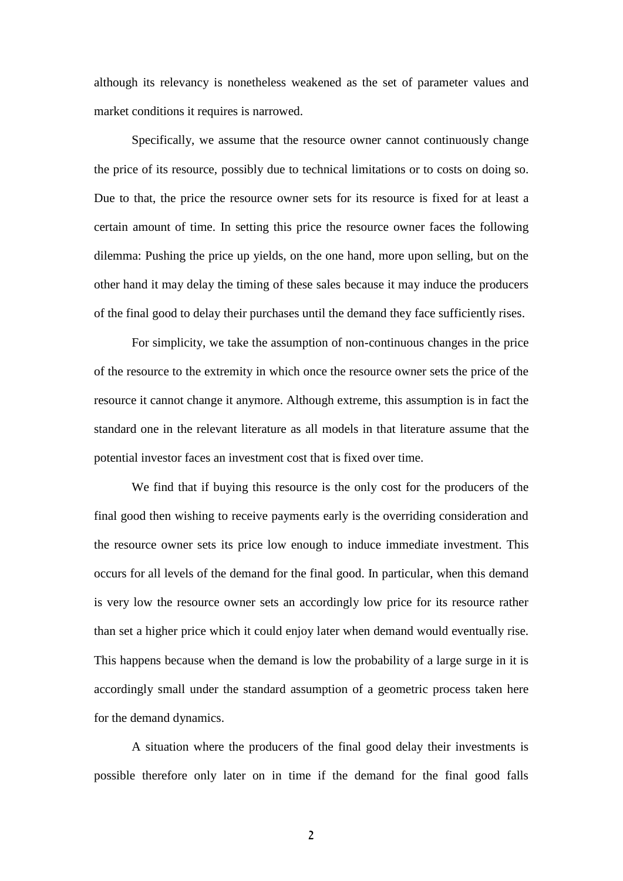although its relevancy is nonetheless weakened as the set of parameter values and market conditions it requires is narrowed.

Specifically, we assume that the resource owner cannot continuously change the price of its resource, possibly due to technical limitations or to costs on doing so. Due to that, the price the resource owner sets for its resource is fixed for at least a certain amount of time. In setting this price the resource owner faces the following dilemma: Pushing the price up yields, on the one hand, more upon selling, but on the other hand it may delay the timing of these sales because it may induce the producers of the final good to delay their purchases until the demand they face sufficiently rises.

For simplicity, we take the assumption of non-continuous changes in the price of the resource to the extremity in which once the resource owner sets the price of the resource it cannot change it anymore. Although extreme, this assumption is in fact the standard one in the relevant literature as all models in that literature assume that the potential investor faces an investment cost that is fixed over time.

We find that if buying this resource is the only cost for the producers of the final good then wishing to receive payments early is the overriding consideration and the resource owner sets its price low enough to induce immediate investment. This occurs for all levels of the demand for the final good. In particular, when this demand is very low the resource owner sets an accordingly low price for its resource rather than set a higher price which it could enjoy later when demand would eventually rise. This happens because when the demand is low the probability of a large surge in it is accordingly small under the standard assumption of a geometric process taken here for the demand dynamics.

A situation where the producers of the final good delay their investments is possible therefore only later on in time if the demand for the final good falls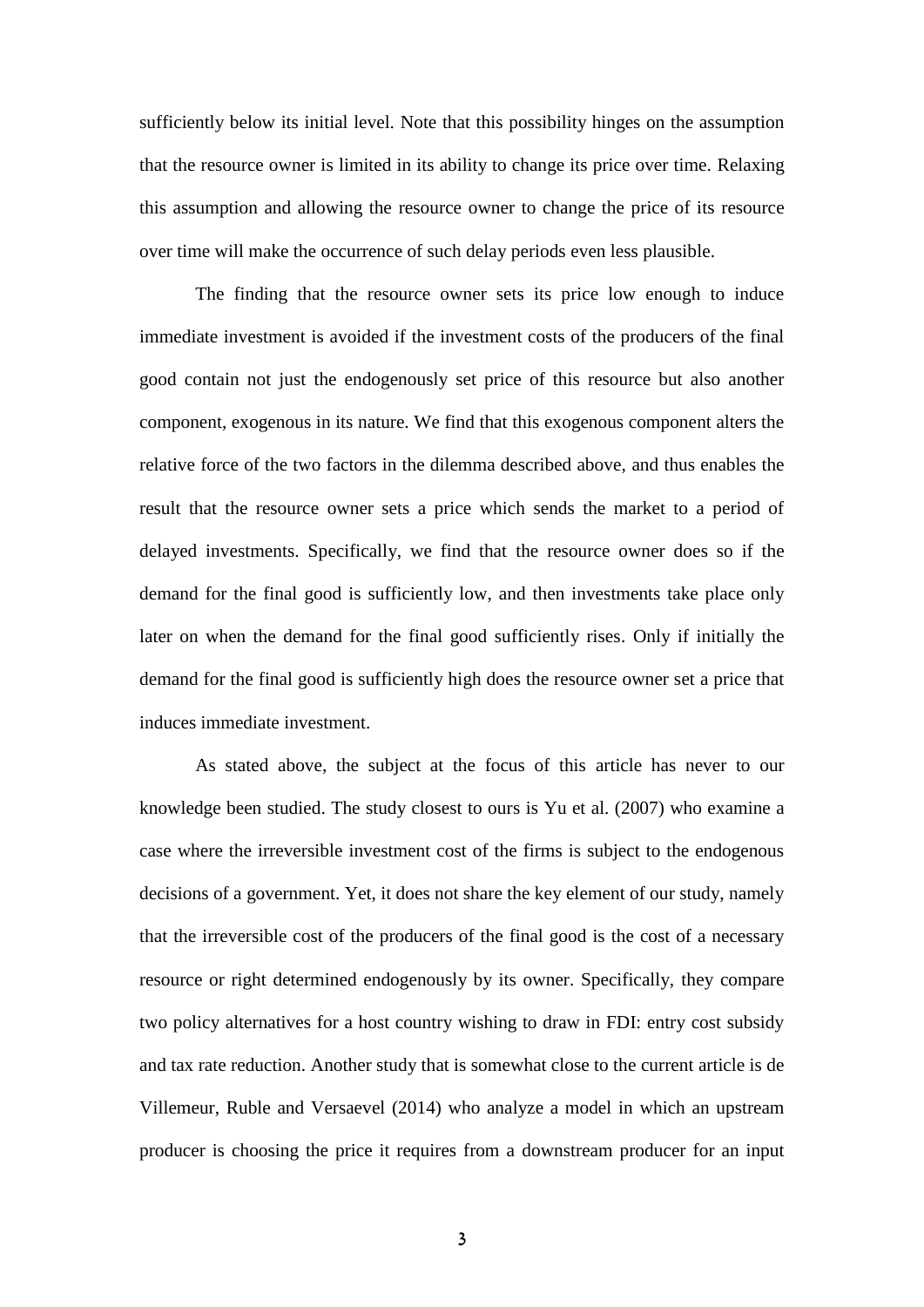sufficiently below its initial level. Note that this possibility hinges on the assumption that the resource owner is limited in its ability to change its price over time. Relaxing this assumption and allowing the resource owner to change the price of its resource over time will make the occurrence of such delay periods even less plausible.

The finding that the resource owner sets its price low enough to induce immediate investment is avoided if the investment costs of the producers of the final good contain not just the endogenously set price of this resource but also another component, exogenous in its nature. We find that this exogenous component alters the relative force of the two factors in the dilemma described above, and thus enables the result that the resource owner sets a price which sends the market to a period of delayed investments. Specifically, we find that the resource owner does so if the demand for the final good is sufficiently low, and then investments take place only later on when the demand for the final good sufficiently rises. Only if initially the demand for the final good is sufficiently high does the resource owner set a price that induces immediate investment.

As stated above, the subject at the focus of this article has never to our knowledge been studied. The study closest to ours is Yu et al. (2007) who examine a case where the irreversible investment cost of the firms is subject to the endogenous decisions of a government. Yet, it does not share the key element of our study, namely that the irreversible cost of the producers of the final good is the cost of a necessary resource or right determined endogenously by its owner. Specifically, they compare two policy alternatives for a host country wishing to draw in FDI: entry cost subsidy and tax rate reduction. Another study that is somewhat close to the current article is de Villemeur, Ruble and Versaevel (2014) who analyze a model in which an upstream producer is choosing the price it requires from a downstream producer for an input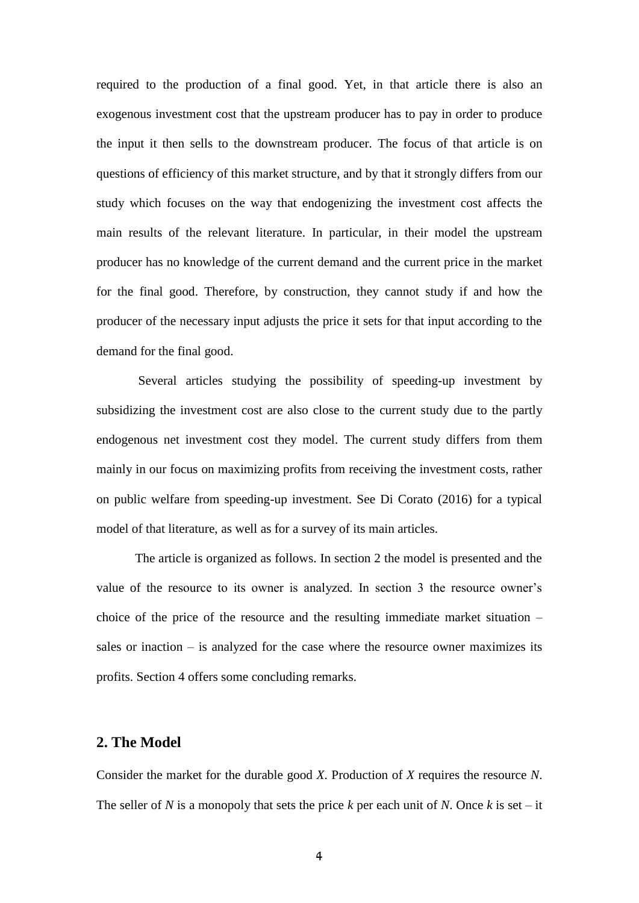required to the production of a final good. Yet, in that article there is also an exogenous investment cost that the upstream producer has to pay in order to produce the input it then sells to the downstream producer. The focus of that article is on questions of efficiency of this market structure, and by that it strongly differs from our study which focuses on the way that endogenizing the investment cost affects the main results of the relevant literature. In particular, in their model the upstream producer has no knowledge of the current demand and the current price in the market for the final good. Therefore, by construction, they cannot study if and how the producer of the necessary input adjusts the price it sets for that input according to the demand for the final good.

Several articles studying the possibility of speeding-up investment by subsidizing the investment cost are also close to the current study due to the partly endogenous net investment cost they model. The current study differs from them mainly in our focus on maximizing profits from receiving the investment costs, rather on public welfare from speeding-up investment. See Di Corato (2016) for a typical model of that literature, as well as for a survey of its main articles.

The article is organized as follows. In section 2 the model is presented and the value of the resource to its owner is analyzed. In section 3 the resource owner's choice of the price of the resource and the resulting immediate market situation – sales or inaction – is analyzed for the case where the resource owner maximizes its profits. Section 4 offers some concluding remarks.

## 2. The Model

Consider the market for the durable good $X$. Production of $X$ requires the resource $N$. The seller of $N$ is a monopoly that sets the price $k$ per each unit of $N$. Once $k$ is set – it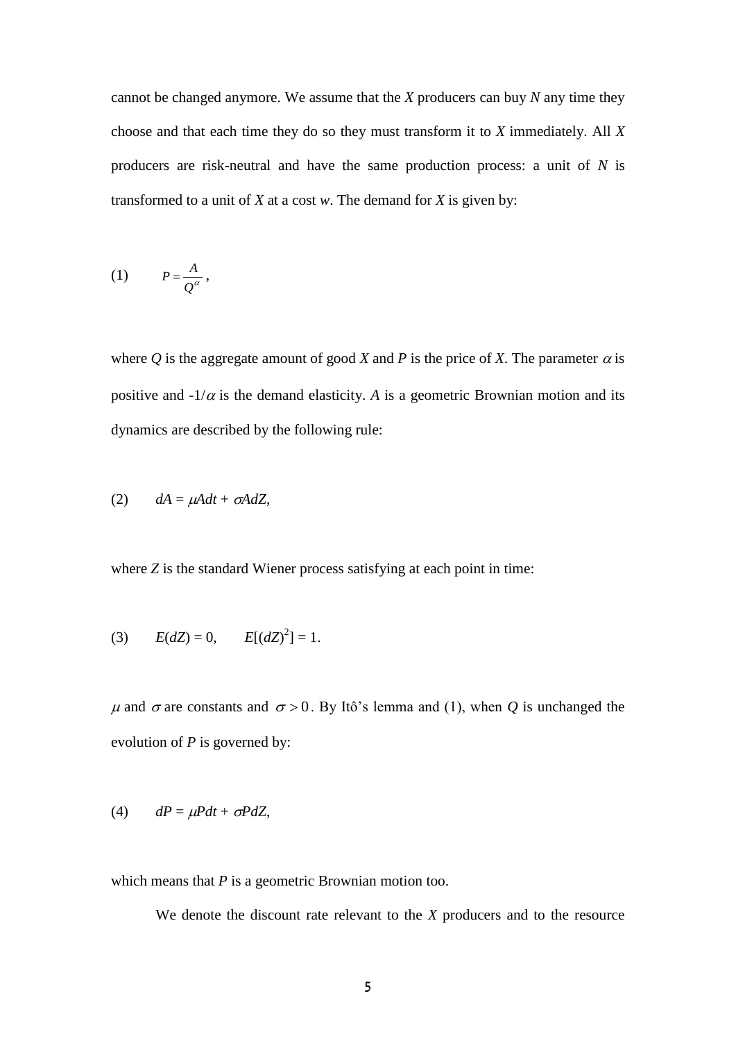cannot be changed anymore. We assume that the *X* producers can buy *N* any time they choose and that each time they do so they must transform it to *X* immediately. All *X* producers are risk-neutral and have the same production process: a unit of *N* is transformed to a unit of *X* at a cost *w*. The demand for *X* is given by:

$$(1) \qquad P = \frac{A}{Q^{\alpha}},$$

where *Q* is the aggregate amount of good *X* and *P* is the price of *X*. The parameter $\alpha$ is positive and $-1/\alpha$ is the demand elasticity. *A* is a geometric Brownian motion and its dynamics are described by the following rule:

$$(2) \qquad dA = \mu A dt + \sigma A dZ,$$

where *Z* is the standard Wiener process satisfying at each point in time:

$$(3) \qquad E(dZ) = 0, \qquad E[(dZ)^2] = 1.$$

$\mu$ and $\sigma$ are constants and $\sigma > 0$. By Itô's lemma and (1), when *Q* is unchanged the evolution of *P* is governed by:

$$(4) \qquad dP = \mu P dt + \sigma P dZ,$$

which means that *P* is a geometric Brownian motion too.

We denote the discount rate relevant to the *X* producers and to the resource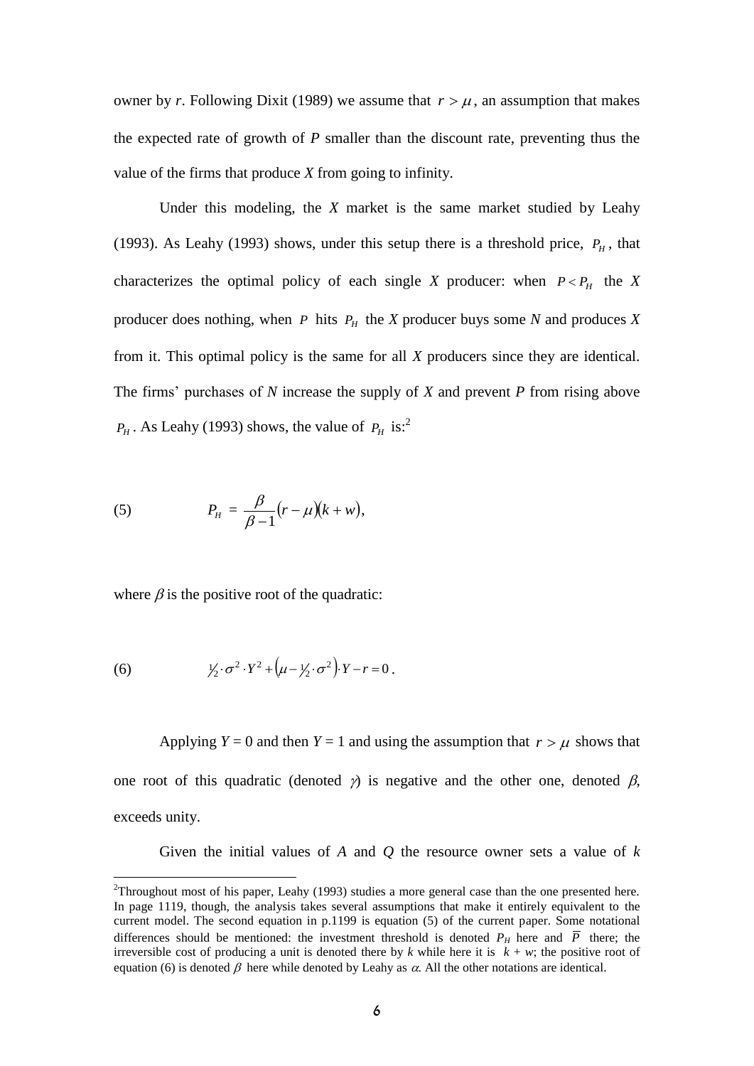owner by *r*. Following Dixit (1989) we assume that $r > \mu$, an assumption that makes the expected rate of growth of *P* smaller than the discount rate, preventing thus the value of the firms that produce *X* from going to infinity.

Under this modeling, the *X* market is the same market studied by Leahy (1993). As Leahy (1993) shows, under this setup there is a threshold price, $P_H$, that characterizes the optimal policy of each single *X* producer: when $P < P_H$ the *X* producer does nothing, when $P$ hits $P_H$ the *X* producer buys some *N* and produces *X* from it. This optimal policy is the same for all *X* producers since they are identical. The firms' purchases of *N* increase the supply of *X* and prevent *P* from rising above $P_H$. As Leahy (1993) shows, the value of $P_H$ is:[2]

$$P_H = \frac{\beta}{\beta - 1}(r - \mu)(k + w), \tag{5}$$

where $\beta$ is the positive root of the quadratic:

$$\tfrac{1}{2} \cdot \sigma^2 \cdot Y^2 + \left(\mu - \tfrac{1}{2} \cdot \sigma^2\right) \cdot Y - r = 0. \tag{6}$$

Applying *Y* = 0 and then *Y* = 1 and using the assumption that $r > \mu$ shows that one root of this quadratic (denoted $\gamma$) is negative and the other one, denoted $\beta$, exceeds unity.

Given the initial values of *A* and *Q* the resource owner sets a value of *k*

---

[2]Throughout most of his paper, Leahy (1993) studies a more general case than the one presented here. In page 1119, though, the analysis takes several assumptions that make it entirely equivalent to the current model. The second equation in p.1199 is equation (5) of the current paper. Some notational differences should be mentioned: the investment threshold is denoted $P_H$ here and $\overline{P}$ there; the irreversible cost of producing a unit is denoted there by *k* while here it is $k + w$; the positive root of equation (6) is denoted $\beta$ here while denoted by Leahy as $\alpha$. All the other notations are identical.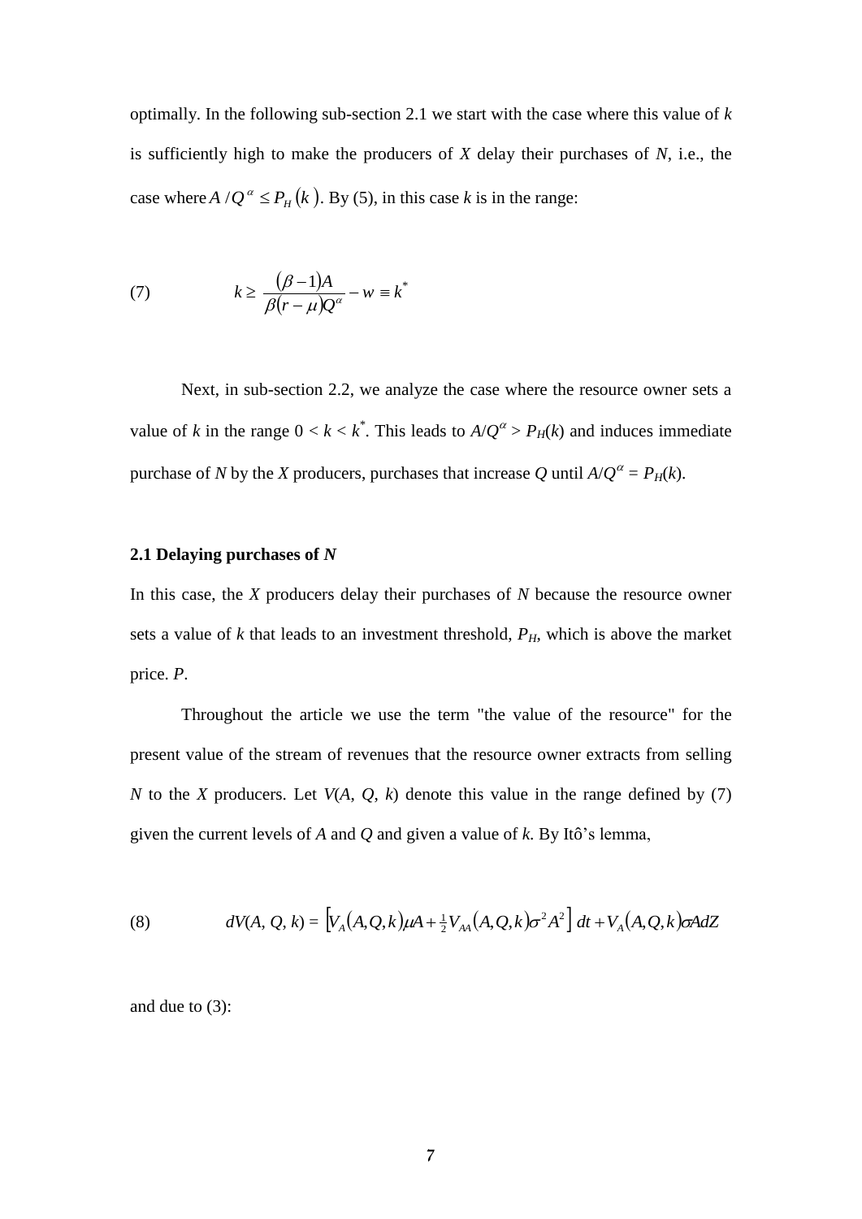optimally. In the following sub-section 2.1 we start with the case where this value of $k$ is sufficiently high to make the producers of $X$ delay their purchases of $N$, i.e., the case where $A/Q^{\alpha} \leq P_H(k)$. By (5), in this case $k$ is in the range:

$$k \geq \frac{(\beta - 1)A}{\beta(r - \mu)Q^{\alpha}} - w \equiv k^* \tag{7}$$

Next, in sub-section 2.2, we analyze the case where the resource owner sets a value of $k$ in the range $0 < k < k^*$. This leads to $A/Q^{\alpha} > P_H(k)$ and induces immediate purchase of $N$ by the $X$ producers, purchases that increase $Q$ until $A/Q^{\alpha} = P_H(k)$.

### 2.1 Delaying purchases of *N*

In this case, the $X$ producers delay their purchases of $N$ because the resource owner sets a value of $k$ that leads to an investment threshold, $P_H$, which is above the market price. $P$.

Throughout the article we use the term "the value of the resource" for the present value of the stream of revenues that the resource owner extracts from selling $N$ to the $X$ producers. Let $V(A, Q, k)$ denote this value in the range defined by (7) given the current levels of $A$ and $Q$ and given a value of $k$. By Itô's lemma,

$$dV(A, Q, k) = \left[V_A(A,Q,k)\mu A + \tfrac{1}{2}V_{AA}(A,Q,k)\sigma^2 A^2\right]dt + V_A(A,Q,k)\sigma A dZ \tag{8}$$

and due to (3):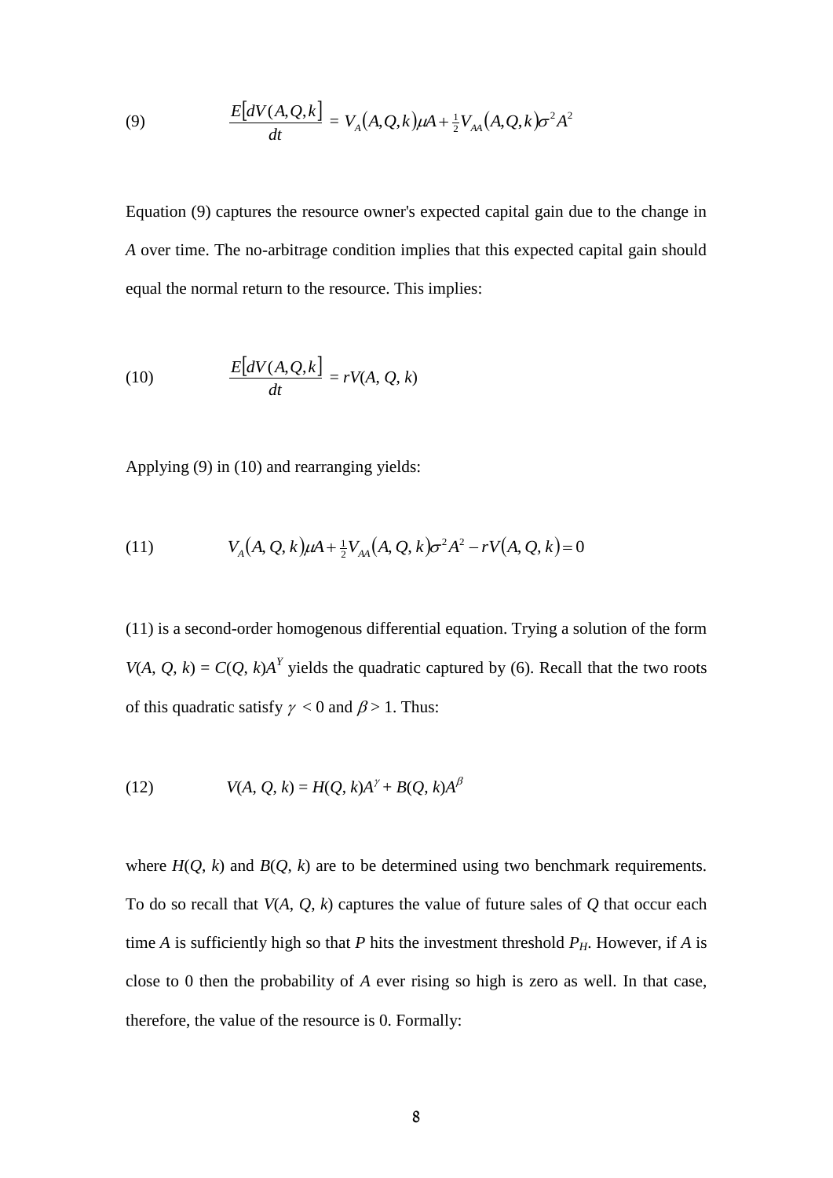$$(9) \qquad \frac{E[dV(A,Q,k)]}{dt} = V_A(A,Q,k)\mu A + \tfrac{1}{2}V_{AA}(A,Q,k)\sigma^2 A^2$$

Equation (9) captures the resource owner's expected capital gain due to the change in $A$ over time. The no-arbitrage condition implies that this expected capital gain should equal the normal return to the resource. This implies:

$$(10) \qquad \frac{E[dV(A,Q,k)]}{dt} = rV(A, Q, k)$$

Applying (9) in (10) and rearranging yields:

$$(11) \qquad V_A(A, Q, k)\mu A + \tfrac{1}{2}V_{AA}(A, Q, k)\sigma^2 A^2 - rV(A, Q, k) = 0$$

(11) is a second-order homogenous differential equation. Trying a solution of the form $V(A, Q, k) = C(Q, k)A^Y$ yields the quadratic captured by (6). Recall that the two roots of this quadratic satisfy $\gamma < 0$ and $\beta > 1$. Thus:

$$(12) \qquad V(A, Q, k) = H(Q, k)A^{\gamma} + B(Q, k)A^{\beta}$$

where $H(Q, k)$ and $B(Q, k)$ are to be determined using two benchmark requirements. To do so recall that $V(A, Q, k)$ captures the value of future sales of $Q$ that occur each time $A$ is sufficiently high so that $P$ hits the investment threshold $P_H$. However, if $A$ is close to 0 then the probability of $A$ ever rising so high is zero as well. In that case, therefore, the value of the resource is 0. Formally: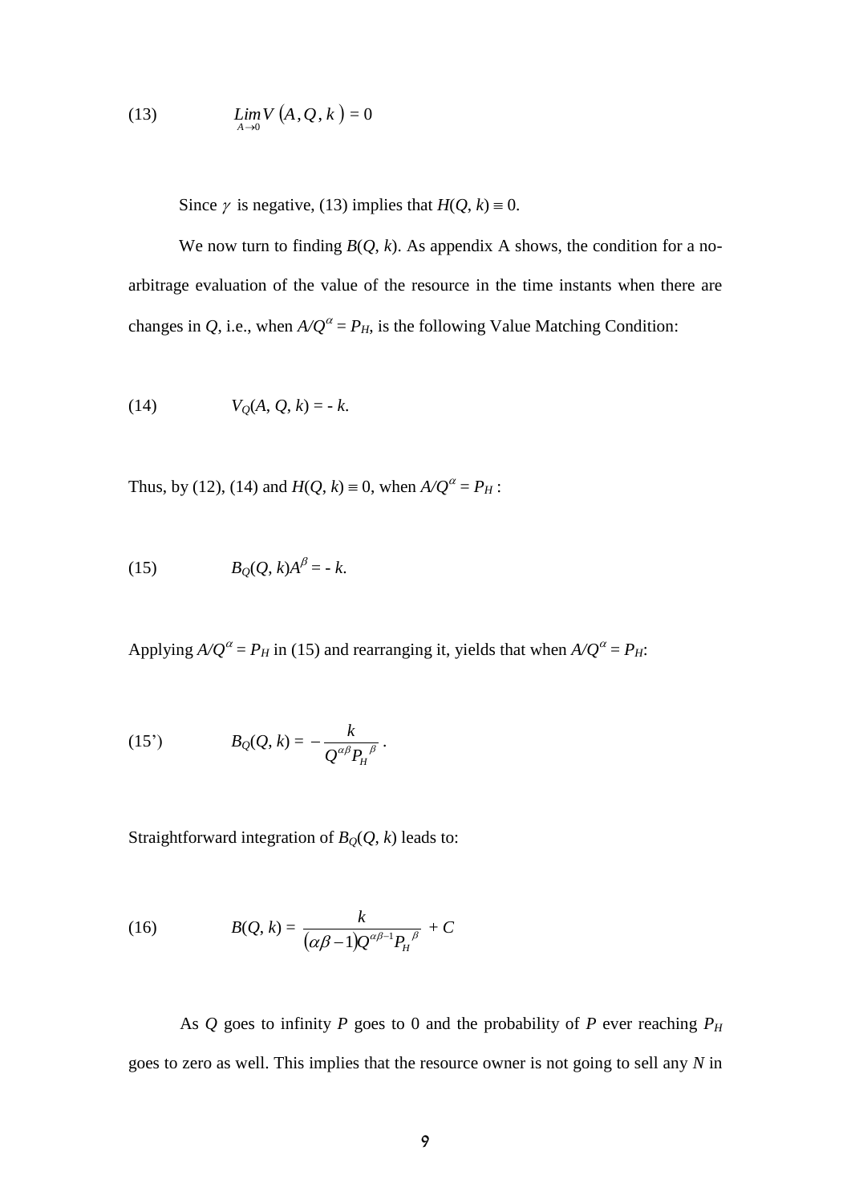$$(13) \qquad \lim_{A \to 0} V(A, Q, k) = 0$$

Since $\gamma$ is negative, (13) implies that $H(Q, k) \equiv 0$.

We now turn to finding $B(Q, k)$. As appendix A shows, the condition for a no-arbitrage evaluation of the value of the resource in the time instants when there are changes in $Q$, i.e., when $A/Q^{\alpha} = P_H$, is the following Value Matching Condition:

$$(14) \qquad V_Q(A, Q, k) = - k.$$

Thus, by (12), (14) and $H(Q, k) \equiv 0$, when $A/Q^{\alpha} = P_H$ :

$$(15) \qquad B_Q(Q, k)A^{\beta} = - k.$$

Applying $A/Q^{\alpha} = P_H$ in (15) and rearranging it, yields that when $A/Q^{\alpha} = P_H$:

$$(15') \qquad B_Q(Q, k) = -\frac{k}{Q^{\alpha\beta} {P_H}^{\beta}} .$$

Straightforward integration of $B_Q(Q, k)$ leads to:

$$(16) \qquad B(Q, k) = \frac{k}{(\alpha\beta - 1)Q^{\alpha\beta - 1} {P_H}^{\beta}} + C$$

As $Q$ goes to infinity $P$ goes to 0 and the probability of $P$ ever reaching $P_H$ goes to zero as well. This implies that the resource owner is not going to sell any $N$ in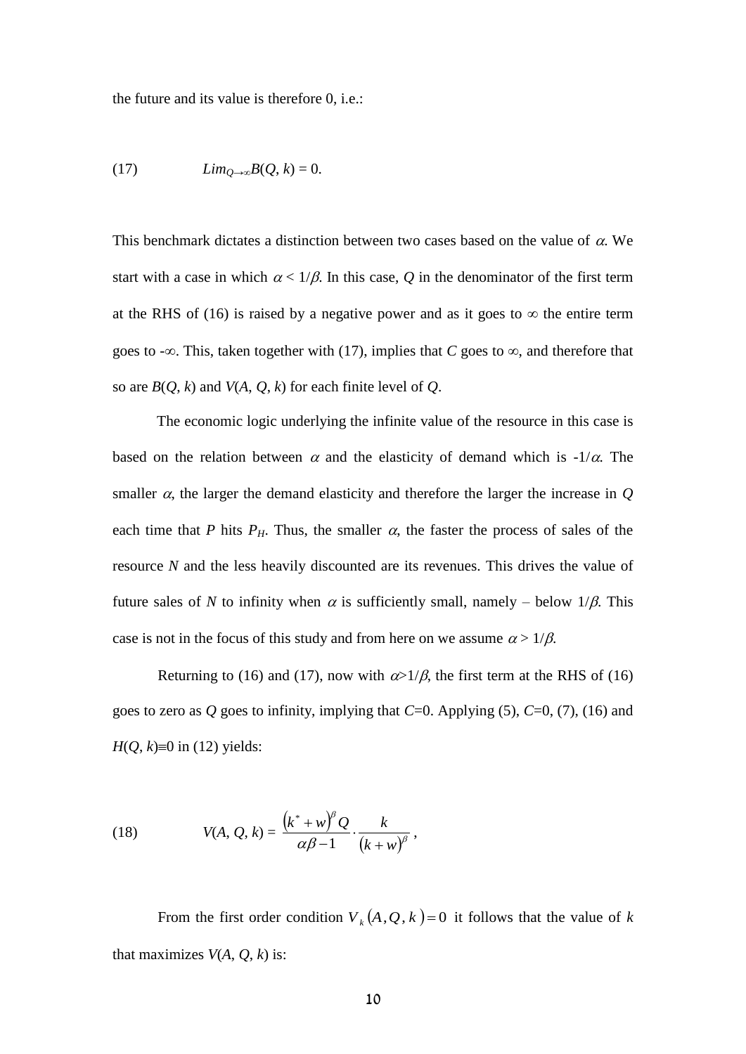the future and its value is therefore 0, i.e.:

$$(17) \qquad Lim_{Q\to\infty}B(Q, k) = 0.$$

This benchmark dictates a distinction between two cases based on the value of $\alpha$. We start with a case in which $\alpha < 1/\beta$. In this case, $Q$ in the denominator of the first term at the RHS of (16) is raised by a negative power and as it goes to $\infty$ the entire term goes to $-\infty$. This, taken together with (17), implies that $C$ goes to $\infty$, and therefore that so are $B(Q, k)$ and $V(A, Q, k)$ for each finite level of $Q$.

The economic logic underlying the infinite value of the resource in this case is based on the relation between $\alpha$ and the elasticity of demand which is $-1/\alpha$. The smaller $\alpha$, the larger the demand elasticity and therefore the larger the increase in $Q$ each time that $P$ hits $P_H$. Thus, the smaller $\alpha$, the faster the process of sales of the resource $N$ and the less heavily discounted are its revenues. This drives the value of future sales of $N$ to infinity when $\alpha$ is sufficiently small, namely – below $1/\beta$. This case is not in the focus of this study and from here on we assume $\alpha > 1/\beta$.

Returning to (16) and (17), now with $\alpha > 1/\beta$, the first term at the RHS of (16) goes to zero as $Q$ goes to infinity, implying that $C$=0. Applying (5), $C$=0, (7), (16) and $H(Q, k)\equiv 0$ in (12) yields:

$$(18) \qquad V(A, Q, k) = \frac{(k^* + w)^{\beta} Q}{\alpha\beta - 1} \cdot \frac{k}{(k + w)^{\beta}},$$

From the first order condition $V_k(A, Q, k) = 0$ it follows that the value of $k$ that maximizes $V(A, Q, k)$ is: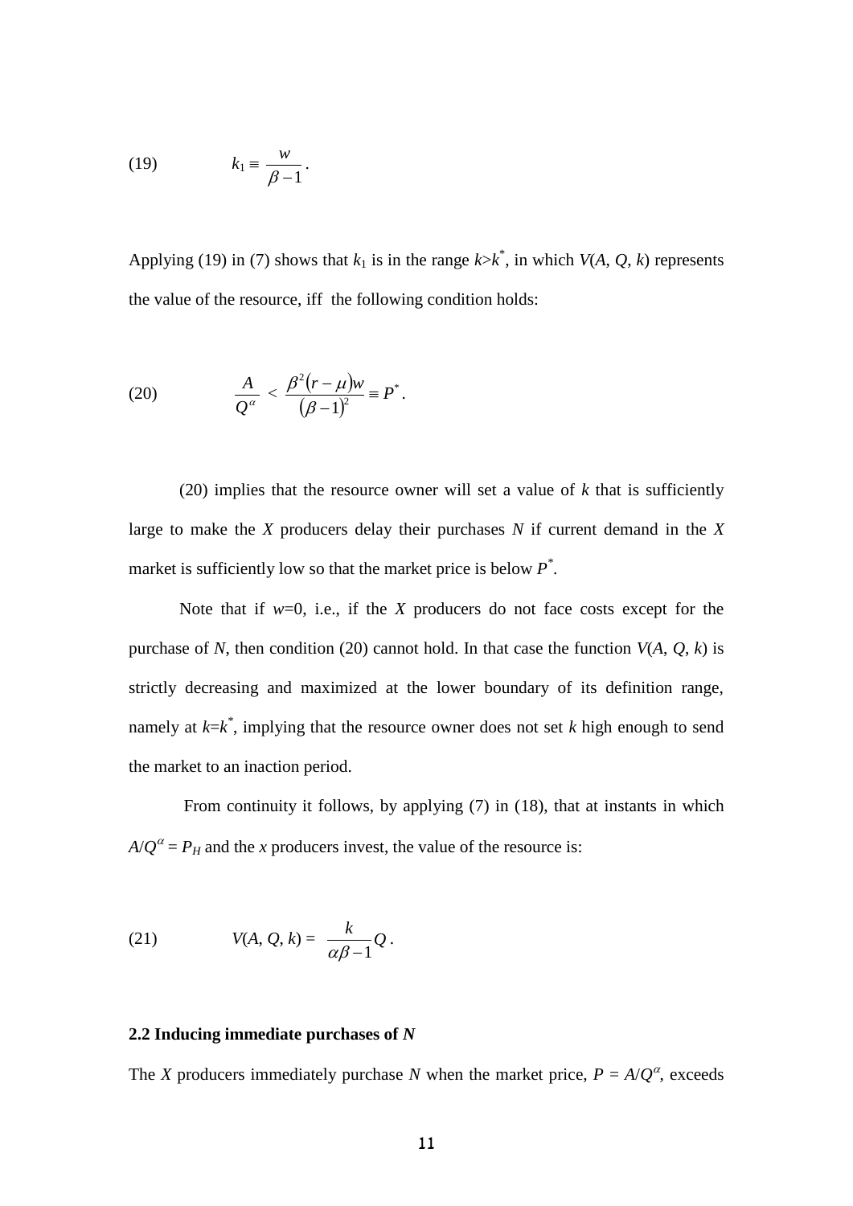$$(19) \qquad k_1 \equiv \frac{w}{\beta - 1}.$$

Applying (19) in (7) shows that $k_1$ is in the range $k > k^*$, in which $V(A, Q, k)$ represents the value of the resource, iff the following condition holds:

$$(20) \qquad \frac{A}{Q^{\alpha}} < \frac{\beta^2 (r - \mu) w}{(\beta - 1)^2} \equiv P^*.$$

(20) implies that the resource owner will set a value of $k$ that is sufficiently large to make the $X$ producers delay their purchases $N$ if current demand in the $X$ market is sufficiently low so that the market price is below $P^*$.

Note that if $w$=0, i.e., if the $X$ producers do not face costs except for the purchase of $N$, then condition (20) cannot hold. In that case the function $V(A, Q, k)$ is strictly decreasing and maximized at the lower boundary of its definition range, namely at $k$=$k^*$, implying that the resource owner does not set $k$ high enough to send the market to an inaction period.

From continuity it follows, by applying (7) in (18), that at instants in which $A/Q^{\alpha} = P_H$ and the $x$ producers invest, the value of the resource is:

$$(21) \qquad V(A, Q, k) = \frac{k}{\alpha\beta - 1} Q.$$

### 2.2 Inducing immediate purchases of *N*

The $X$ producers immediately purchase $N$ when the market price, $P = A/Q^{\alpha}$, exceeds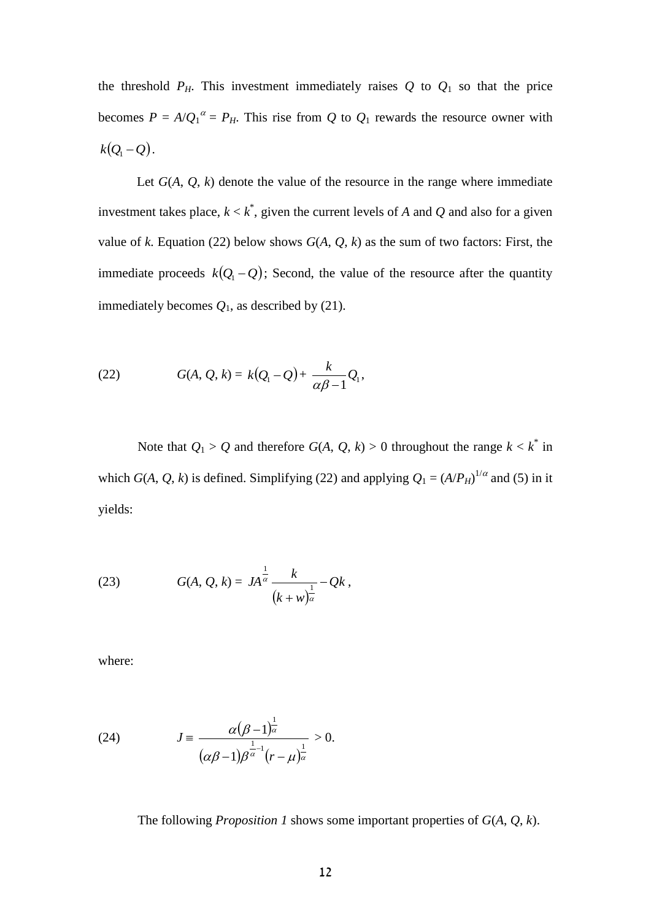the threshold $P_H$. This investment immediately raises $Q$ to $Q_1$ so that the price becomes $P = A/Q_1^{\alpha} = P_H$. This rise from $Q$ to $Q_1$ rewards the resource owner with $k(Q_1 - Q)$.

Let $G(A, Q, k)$ denote the value of the resource in the range where immediate investment takes place, $k < k^*$, given the current levels of $A$ and $Q$ and also for a given value of $k$. Equation (22) below shows $G(A, Q, k)$ as the sum of two factors: First, the immediate proceeds $k(Q_1 - Q)$; Second, the value of the resource after the quantity immediately becomes $Q_1$, as described by (21).

$$G(A, Q, k) = k(Q_1 - Q) + \frac{k}{\alpha\beta - 1}Q_1, \tag{22}$$

Note that $Q_1 > Q$ and therefore $G(A, Q, k) > 0$ throughout the range $k < k^*$ in which $G(A, Q, k)$ is defined. Simplifying (22) and applying $Q_1 = (A/P_H)^{1/\alpha}$ and (5) in it yields:

$$G(A, Q, k) = JA^{\frac{1}{\alpha}} \frac{k}{(k + w)^{\frac{1}{\alpha}}} - Qk, \tag{23}$$

where:

$$J \equiv \frac{\alpha(\beta - 1)^{\frac{1}{\alpha}}}{(\alpha\beta - 1)\beta^{\frac{1}{\alpha} - 1}(r - \mu)^{\frac{1}{\alpha}}} > 0. \tag{24}$$

The following *Proposition 1* shows some important properties of $G(A, Q, k)$.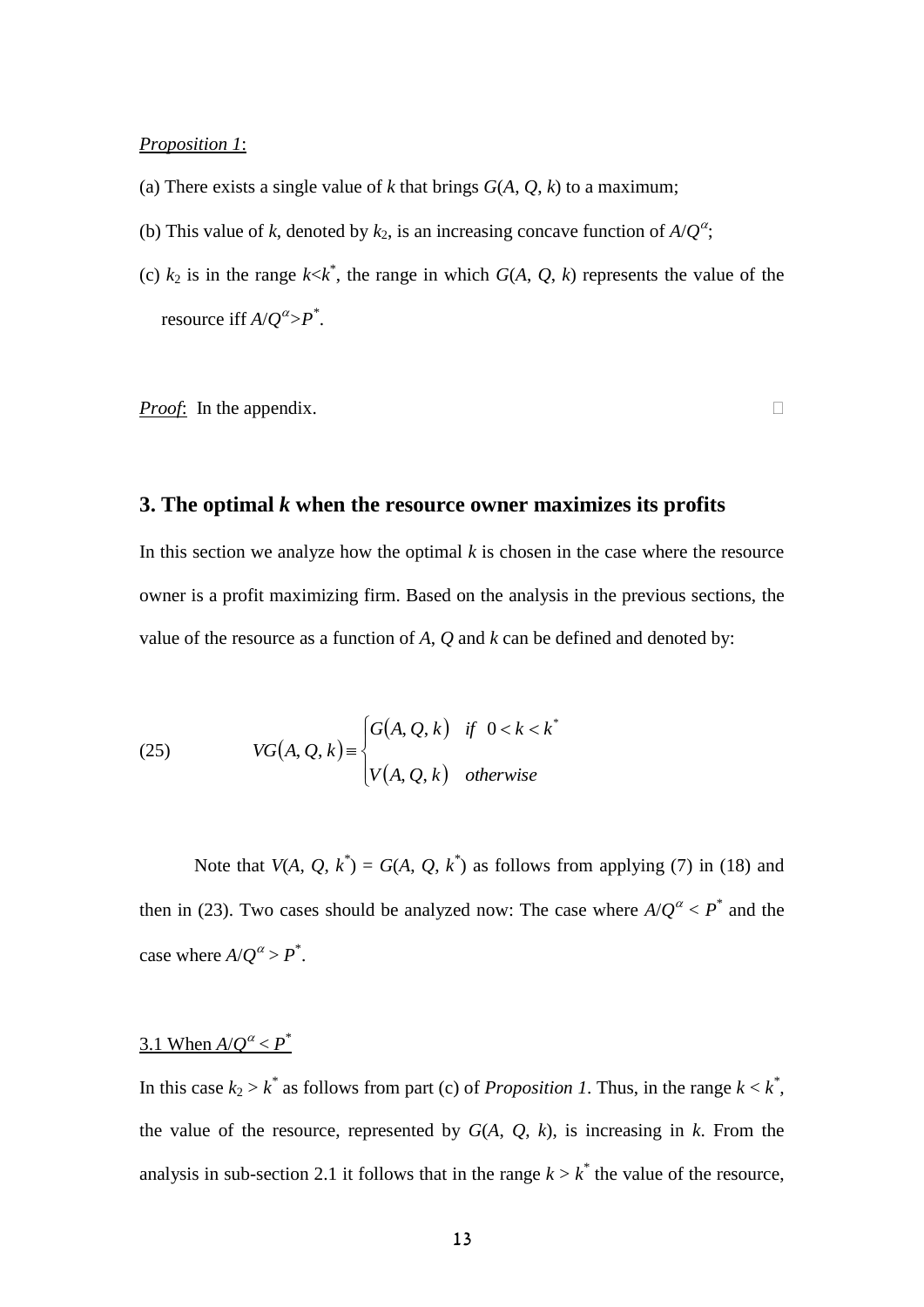*Proposition 1*:

(a) There exists a single value of $k$ that brings $G(A, Q, k)$ to a maximum;

(b) This value of $k$, denoted by $k_2$, is an increasing concave function of $A/Q^{\alpha}$;

(c) $k_2$ is in the range $k<k^*$, the range in which $G(A, Q, k)$ represents the value of the resource iff $A/Q^{\alpha}>P^*$.

*Proof*: In the appendix. □

## 3. The optimal *k* when the resource owner maximizes its profits

In this section we analyze how the optimal $k$ is chosen in the case where the resource owner is a profit maximizing firm. Based on the analysis in the previous sections, the value of the resource as a function of $A$, $Q$ and $k$ can be defined and denoted by:

$$VG(A,Q,k) \equiv \begin{cases} G(A,Q,k) & if \;\; 0 < k < k^* \\ V(A,Q,k) & otherwise \end{cases} \tag{25}$$

Note that $V(A, Q, k^*) = G(A, Q, k^*)$ as follows from applying (7) in (18) and then in (23). Two cases should be analyzed now: The case where $A/Q^{\alpha} < P^*$ and the case where $A/Q^{\alpha} > P^*$.

### 3.1 When $A/Q^{\alpha} < P^*$

In this case $k_2 > k^*$ as follows from part (c) of *Proposition 1*. Thus, in the range $k < k^*$, the value of the resource, represented by $G(A, Q, k)$, is increasing in $k$. From the analysis in sub-section 2.1 it follows that in the range $k > k^*$ the value of the resource,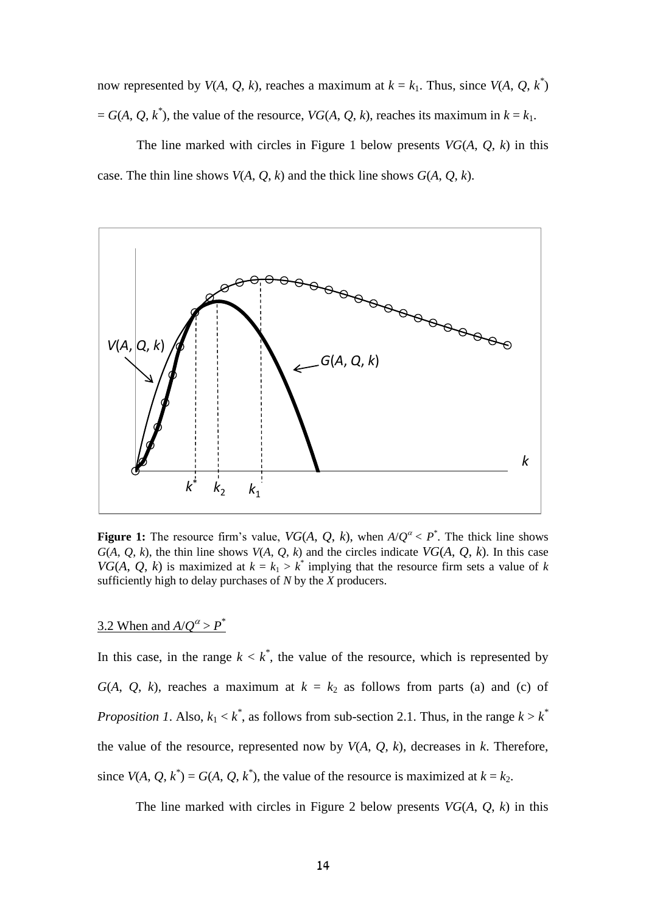now represented by $V(A, Q, k)$, reaches a maximum at $k = k_1$. Thus, since $V(A, Q, k^*) = G(A, Q, k^*)$, the value of the resource, $VG(A, Q, k)$, reaches its maximum in $k = k_1$.

The line marked with circles in Figure 1 below presents $VG(A, Q, k)$ in this case. The thin line shows $V(A, Q, k)$ and the thick line shows $G(A, Q, k)$.

**Figure 1:** The resource firm's value, $VG(A, Q, k)$, when $A/Q^{\alpha} < P^*$. The thick line shows $G(A, Q, k)$, the thin line shows $V(A, Q, k)$ and the circles indicate $VG(A, Q, k)$. In this case $VG(A, Q, k)$ is maximized at $k = k_1 > k^*$ implying that the resource firm sets a value of $k$ sufficiently high to delay purchases of $N$ by the $X$ producers.

## 3.2 When and $A/Q^{\alpha} > P^*$

In this case, in the range $k < k^*$, the value of the resource, which is represented by $G(A, Q, k)$, reaches a maximum at $k = k_2$ as follows from parts (a) and (c) of *Proposition 1*. Also, $k_1 < k^*$, as follows from sub-section 2.1. Thus, in the range $k > k^*$ the value of the resource, represented now by $V(A, Q, k)$, decreases in $k$. Therefore, since $V(A, Q, k^*) = G(A, Q, k^*)$, the value of the resource is maximized at $k = k_2$.

The line marked with circles in Figure 2 below presents $VG(A, Q, k)$ in this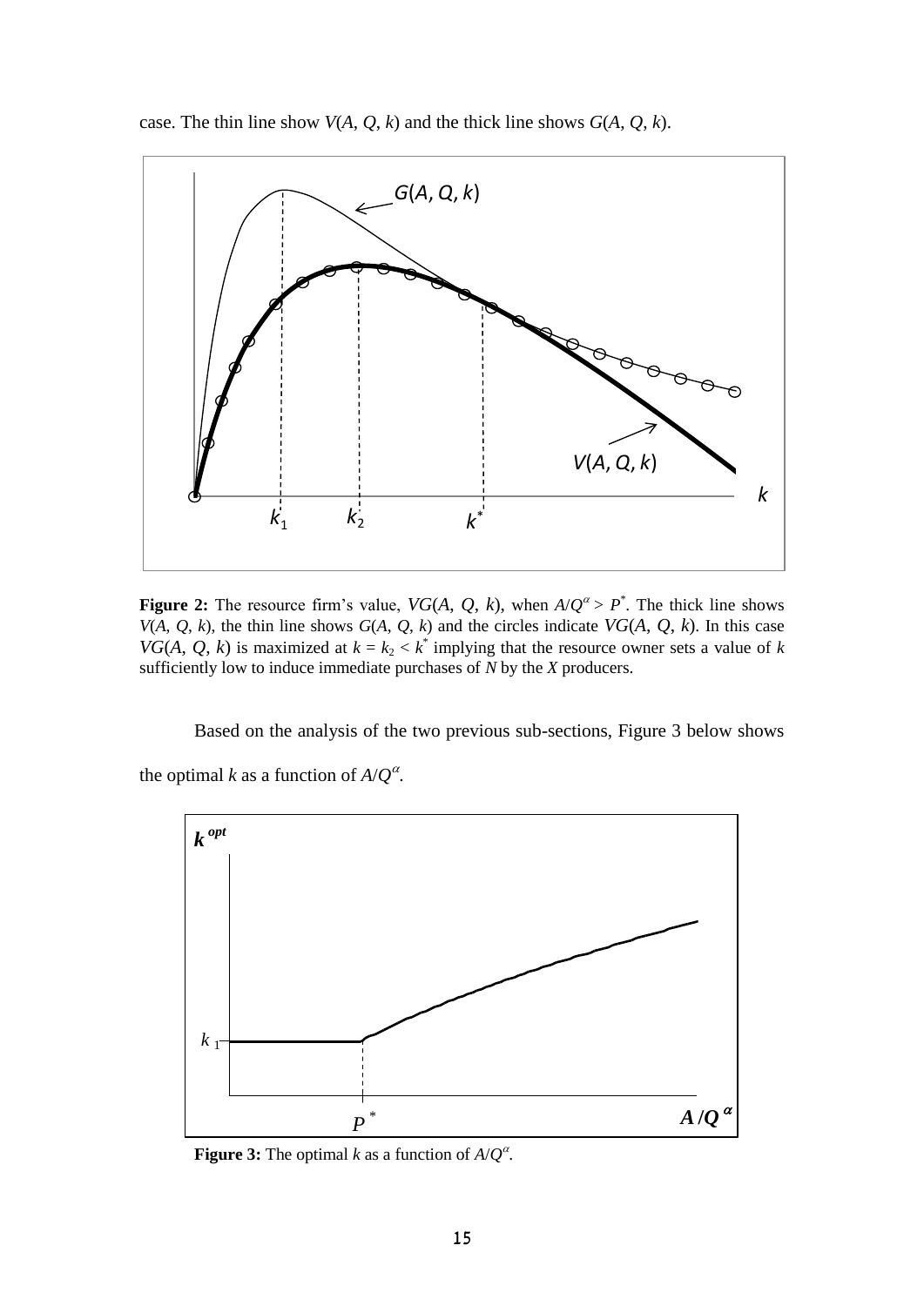case. The thin line show $V(A, Q, k)$ and the thick line shows $G(A, Q, k)$.

**Figure 2:** The resource firm's value, $VG(A, Q, k)$, when $A/Q^{\alpha} > P^*$. The thick line shows $V(A, Q, k)$, the thin line shows $G(A, Q, k)$ and the circles indicate $VG(A, Q, k)$. In this case $VG(A, Q, k)$ is maximized at $k = k_2 < k^*$ implying that the resource owner sets a value of $k$ sufficiently low to induce immediate purchases of $N$ by the $X$ producers.

Based on the analysis of the two previous sub-sections, Figure 3 below shows the optimal $k$ as a function of $A/Q^{\alpha}$.

**Figure 3:** The optimal $k$ as a function of $A/Q^{\alpha}$.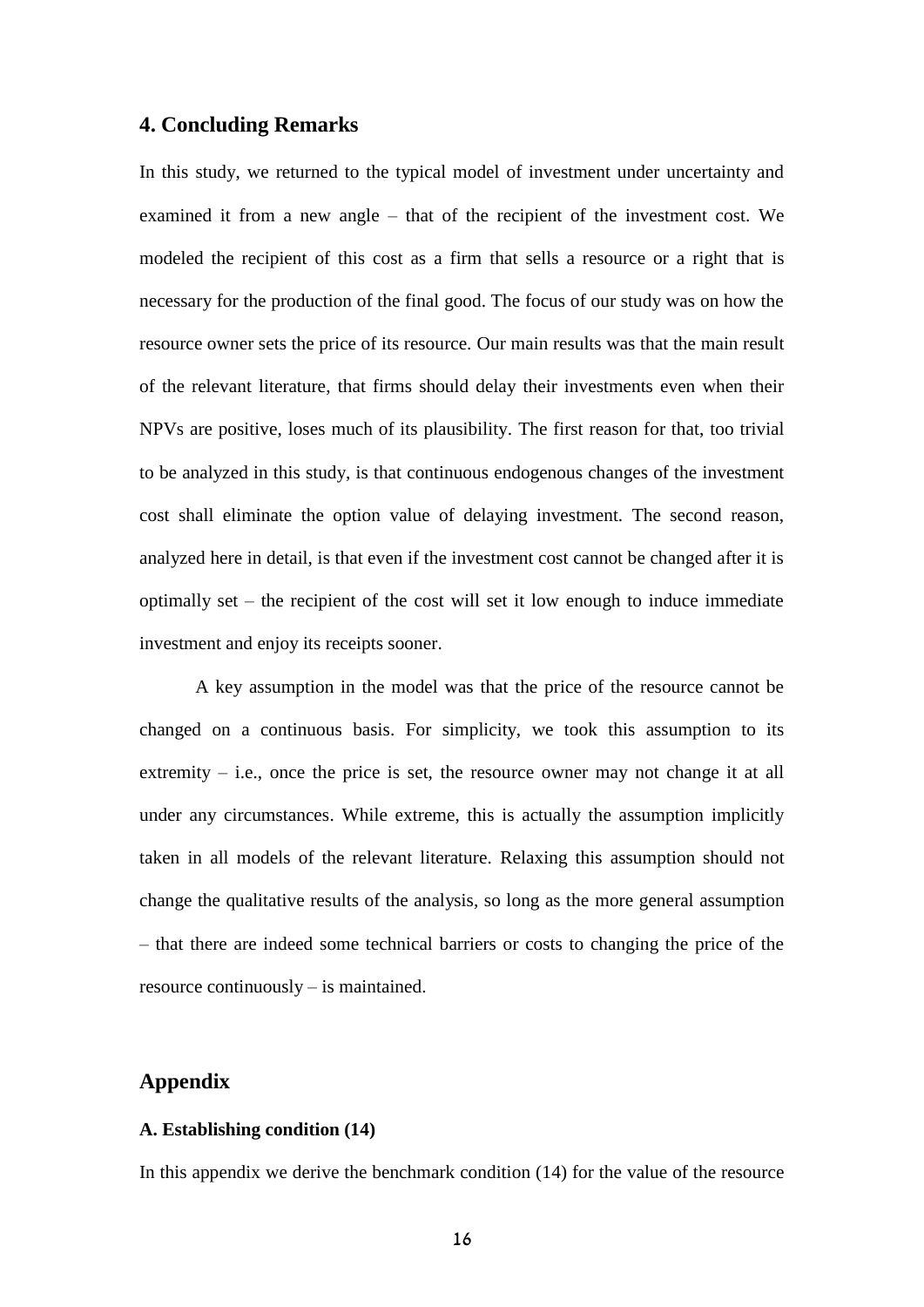## 4. Concluding Remarks

In this study, we returned to the typical model of investment under uncertainty and examined it from a new angle – that of the recipient of the investment cost. We modeled the recipient of this cost as a firm that sells a resource or a right that is necessary for the production of the final good. The focus of our study was on how the resource owner sets the price of its resource. Our main results was that the main result of the relevant literature, that firms should delay their investments even when their NPVs are positive, loses much of its plausibility. The first reason for that, too trivial to be analyzed in this study, is that continuous endogenous changes of the investment cost shall eliminate the option value of delaying investment. The second reason, analyzed here in detail, is that even if the investment cost cannot be changed after it is optimally set – the recipient of the cost will set it low enough to induce immediate investment and enjoy its receipts sooner.

A key assumption in the model was that the price of the resource cannot be changed on a continuous basis. For simplicity, we took this assumption to its extremity – i.e., once the price is set, the resource owner may not change it at all under any circumstances. While extreme, this is actually the assumption implicitly taken in all models of the relevant literature. Relaxing this assumption should not change the qualitative results of the analysis, so long as the more general assumption – that there are indeed some technical barriers or costs to changing the price of the resource continuously – is maintained.

## Appendix

### A. Establishing condition (14)

In this appendix we derive the benchmark condition (14) for the value of the resource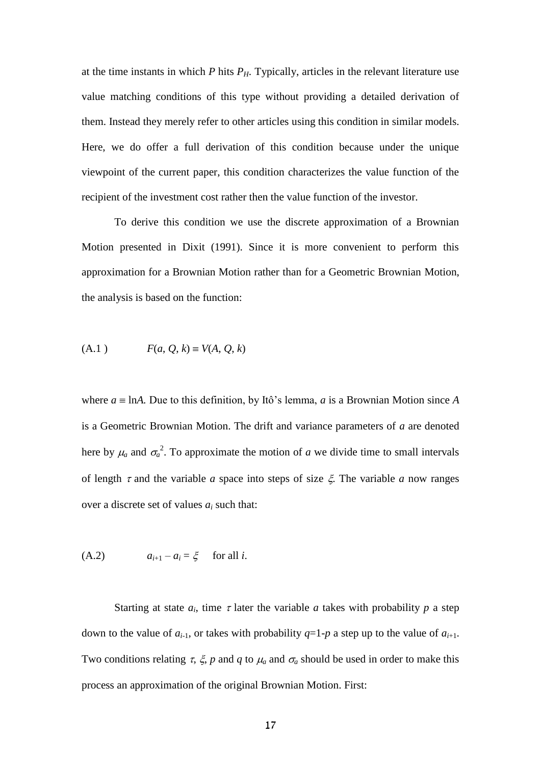at the time instants in which $P$ hits $P_H$. Typically, articles in the relevant literature use value matching conditions of this type without providing a detailed derivation of them. Instead they merely refer to other articles using this condition in similar models. Here, we do offer a full derivation of this condition because under the unique viewpoint of the current paper, this condition characterizes the value function of the recipient of the investment cost rather then the value function of the investor.

To derive this condition we use the discrete approximation of a Brownian Motion presented in Dixit (1991). Since it is more convenient to perform this approximation for a Brownian Motion rather than for a Geometric Brownian Motion, the analysis is based on the function:

$$\text{(A.1)} \qquad F(a, Q, k) \equiv V(A, Q, k)$$

where $a \equiv \ln A$. Due to this definition, by Itô's lemma, $a$ is a Brownian Motion since $A$ is a Geometric Brownian Motion. The drift and variance parameters of $a$ are denoted here by $\mu_a$ and $\sigma_a^2$. To approximate the motion of $a$ we divide time to small intervals of length $\tau$ and the variable $a$ space into steps of size $\xi$. The variable $a$ now ranges over a discrete set of values $a_i$ such that:

$$\text{(A.2)} \qquad a_{i+1} - a_i = \xi \quad \text{ for all } i.$$

Starting at state $a_i$, time $\tau$ later the variable $a$ takes with probability $p$ a step down to the value of $a_{i-1}$, or takes with probability $q$=1-$p$ a step up to the value of $a_{i+1}$. Two conditions relating $\tau$, $\xi$, $p$ and $q$ to $\mu_a$ and $\sigma_a$ should be used in order to make this process an approximation of the original Brownian Motion. First: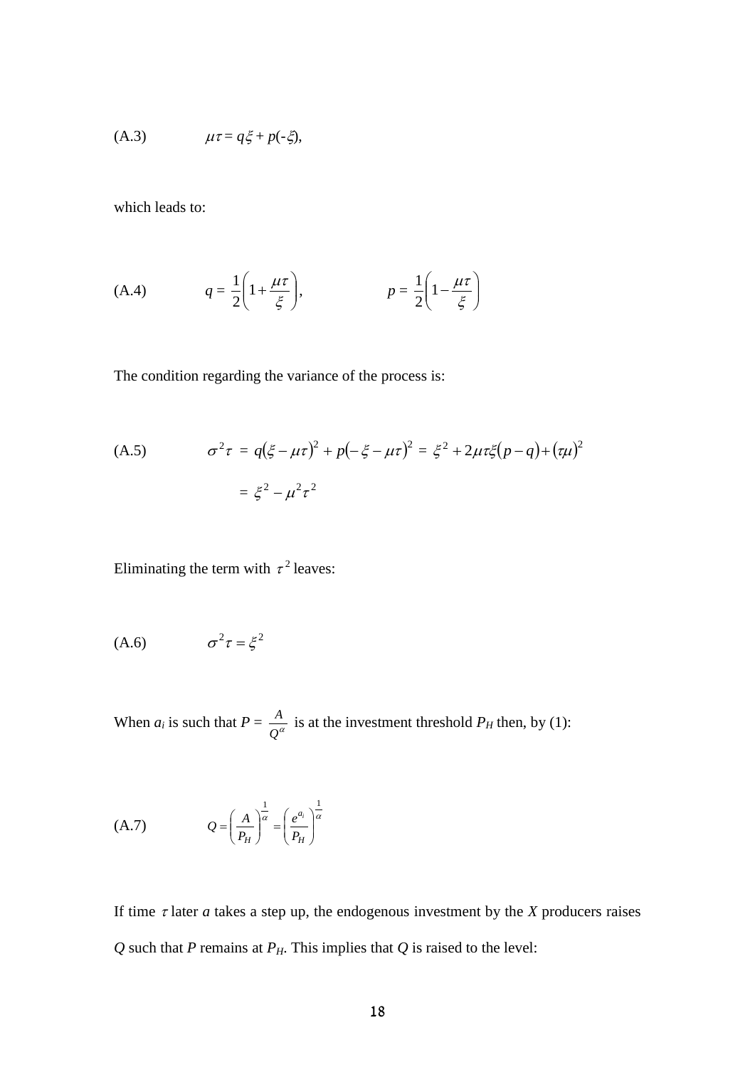(A.3) $\mu\tau = q\xi + p(-\xi)$,

which leads to:

(A.4) $$q = \frac{1}{2}\left(1 + \frac{\mu\tau}{\xi}\right), \qquad p = \frac{1}{2}\left(1 - \frac{\mu\tau}{\xi}\right)$$

The condition regarding the variance of the process is:

(A.5) $$\sigma^2\tau = q(\xi - \mu\tau)^2 + p(-\xi - \mu\tau)^2 = \xi^2 + 2\mu\tau\xi(p - q) + (\tau\mu)^2$$
$$= \xi^2 - \mu^2\tau^2$$

Eliminating the term with $\tau^2$ leaves:

(A.6) $$\sigma^2\tau = \xi^2$$

When $a_i$ is such that $P = \frac{A}{Q^\alpha}$ is at the investment threshold $P_H$ then, by (1):

(A.7) $$Q = \left(\frac{A}{P_H}\right)^{\frac{1}{\alpha}} = \left(\frac{e^{a_i}}{P_H}\right)^{\frac{1}{\alpha}}$$

If time $\tau$ later $a$ takes a step up, the endogenous investment by the $X$ producers raises $Q$ such that $P$ remains at $P_H$. This implies that $Q$ is raised to the level: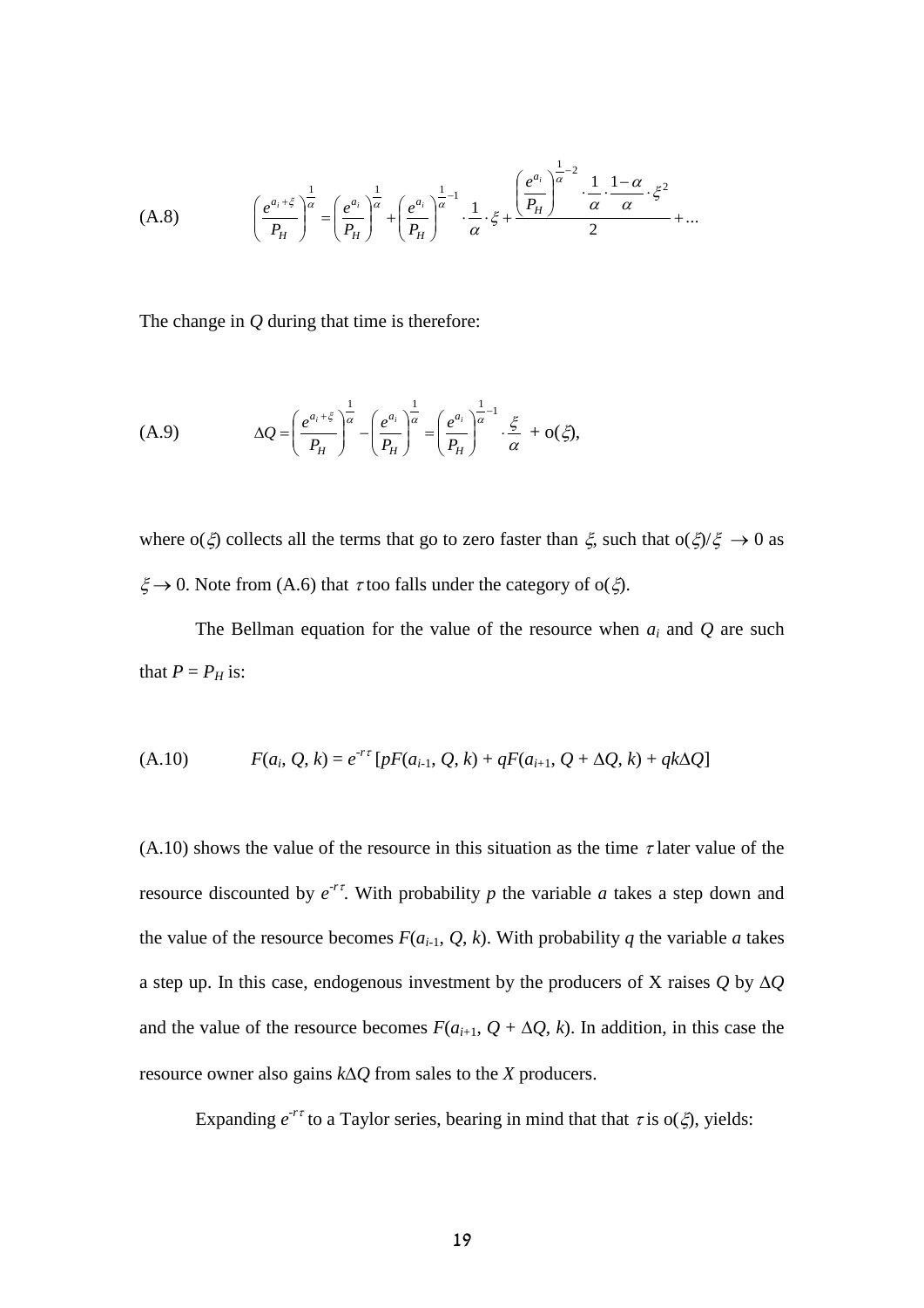(A.8) $$\left(\frac{e^{a_i+\xi}}{P_H}\right)^{\frac{1}{\alpha}} = \left(\frac{e^{a_i}}{P_H}\right)^{\frac{1}{\alpha}} + \left(\frac{e^{a_i}}{P_H}\right)^{\frac{1}{\alpha}-1} \cdot \frac{1}{\alpha} \cdot \xi + \frac{\left(\frac{e^{a_i}}{P_H}\right)^{\frac{1}{\alpha}-2} \cdot \frac{1}{\alpha} \cdot \frac{1-\alpha}{\alpha} \cdot \xi^2}{2} + \ldots$$

The change in $Q$ during that time is therefore:

(A.9) $$\Delta Q = \left(\frac{e^{a_i+\xi}}{P_H}\right)^{\frac{1}{\alpha}} - \left(\frac{e^{a_i}}{P_H}\right)^{\frac{1}{\alpha}} = \left(\frac{e^{a_i}}{P_H}\right)^{\frac{1}{\alpha}-1} \cdot \frac{\xi}{\alpha} + \mathrm{o}(\xi),$$

where $\mathrm{o}(\xi)$ collects all the terms that go to zero faster than $\xi$, such that $\mathrm{o}(\xi)/\xi \to 0$ as $\xi \to 0$. Note from (A.6) that $\tau$ too falls under the category of $\mathrm{o}(\xi)$.

The Bellman equation for the value of the resource when $a_i$ and $Q$ are such that $P = P_H$ is:

(A.10) $$F(a_i, Q, k) = e^{-r\tau}\left[pF(a_{i-1}, Q, k) + qF(a_{i+1}, Q + \Delta Q, k) + qk\Delta Q\right]$$

(A.10) shows the value of the resource in this situation as the time $\tau$ later value of the resource discounted by $e^{-r\tau}$. With probability $p$ the variable $a$ takes a step down and the value of the resource becomes $F(a_{i-1}, Q, k)$. With probability $q$ the variable $a$ takes a step up. In this case, endogenous investment by the producers of X raises $Q$ by $\Delta Q$ and the value of the resource becomes $F(a_{i+1}, Q + \Delta Q, k)$. In addition, in this case the resource owner also gains $k\Delta Q$ from sales to the $X$ producers.

Expanding $e^{-r\tau}$ to a Taylor series, bearing in mind that that $\tau$ is $\mathrm{o}(\xi)$, yields: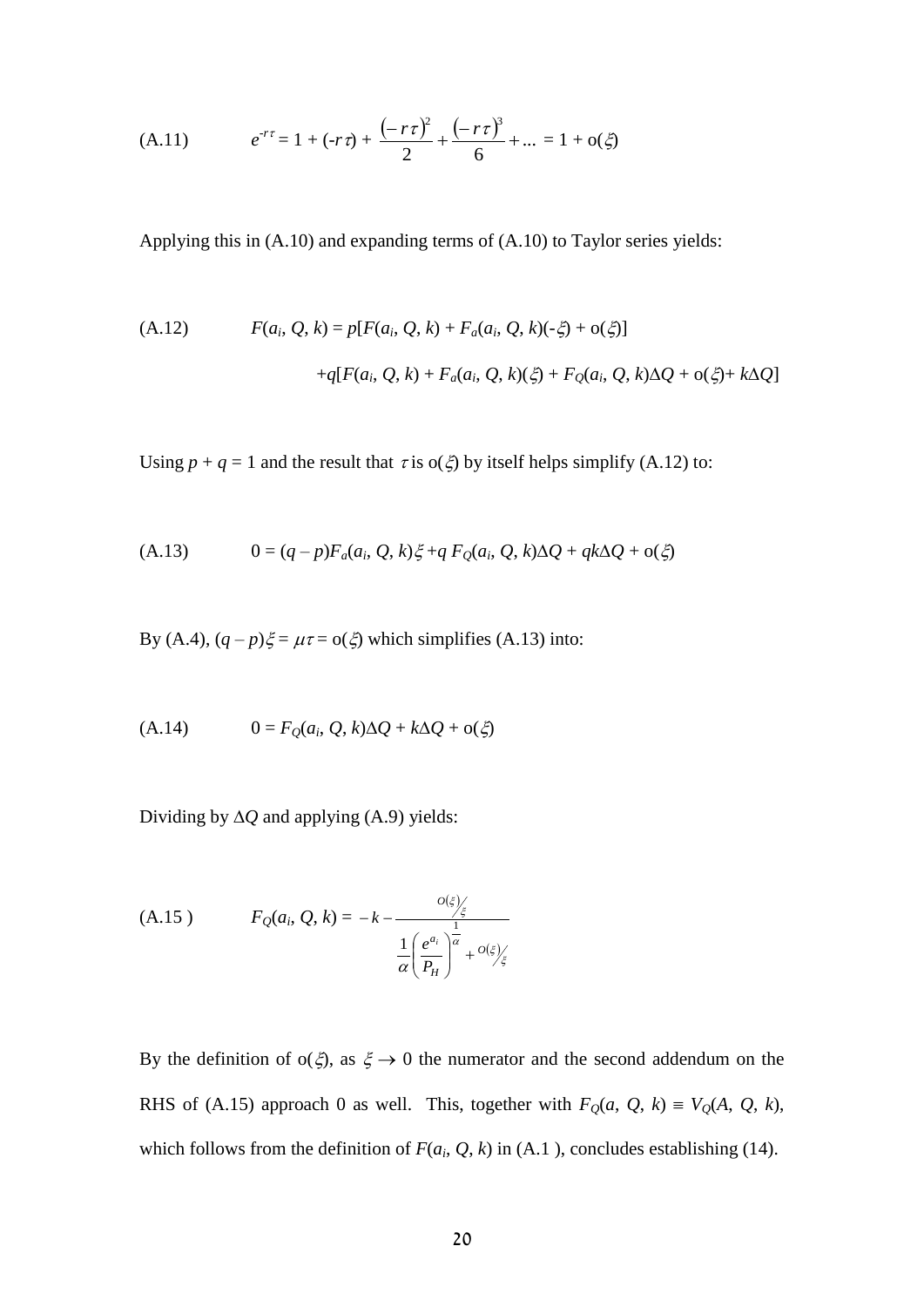$$\text{(A.11)} \qquad e^{-r\tau} = 1 + (-r\tau) + \frac{(-r\tau)^2}{2} + \frac{(-r\tau)^3}{6} + \ldots = 1 + \mathrm{o}(\xi)$$

Applying this in (A.10) and expanding terms of (A.10) to Taylor series yields:

$$\text{(A.12)} \qquad F(a_i, Q, k) = p[F(a_i, Q, k) + F_a(a_i, Q, k)(-\xi) + \mathrm{o}(\xi)]$$
$$+q[F(a_i, Q, k) + F_a(a_i, Q, k)(\xi) + F_Q(a_i, Q, k)\Delta Q + \mathrm{o}(\xi) + k\Delta Q]$$

Using $p + q = 1$ and the result that $\tau$ is $\mathrm{o}(\xi)$ by itself helps simplify (A.12) to:

$$\text{(A.13)} \qquad 0 = (q - p)F_a(a_i, Q, k)\xi + q\, F_Q(a_i, Q, k)\Delta Q + qk\Delta Q + \mathrm{o}(\xi)$$

By (A.4), $(q - p)\xi = \mu\tau = \mathrm{o}(\xi)$ which simplifies (A.13) into:

$$\text{(A.14)} \qquad 0 = F_Q(a_i, Q, k)\Delta Q + k\Delta Q + \mathrm{o}(\xi)$$

Dividing by $\Delta Q$ and applying (A.9) yields:

$$\text{(A.15)} \qquad F_Q(a_i, Q, k) = -k - \frac{O(\xi)/\xi}{\frac{1}{\alpha}\left(\frac{e^{a_i}}{P_H}\right)^{\frac{1}{\alpha}} + O(\xi)/\xi}$$

By the definition of $\mathrm{o}(\xi)$, as $\xi \to 0$ the numerator and the second addendum on the RHS of (A.15) approach 0 as well. This, together with $F_Q(a, Q, k) \equiv V_Q(A, Q, k)$, which follows from the definition of $F(a_i, Q, k)$ in (A.1 ), concludes establishing (14).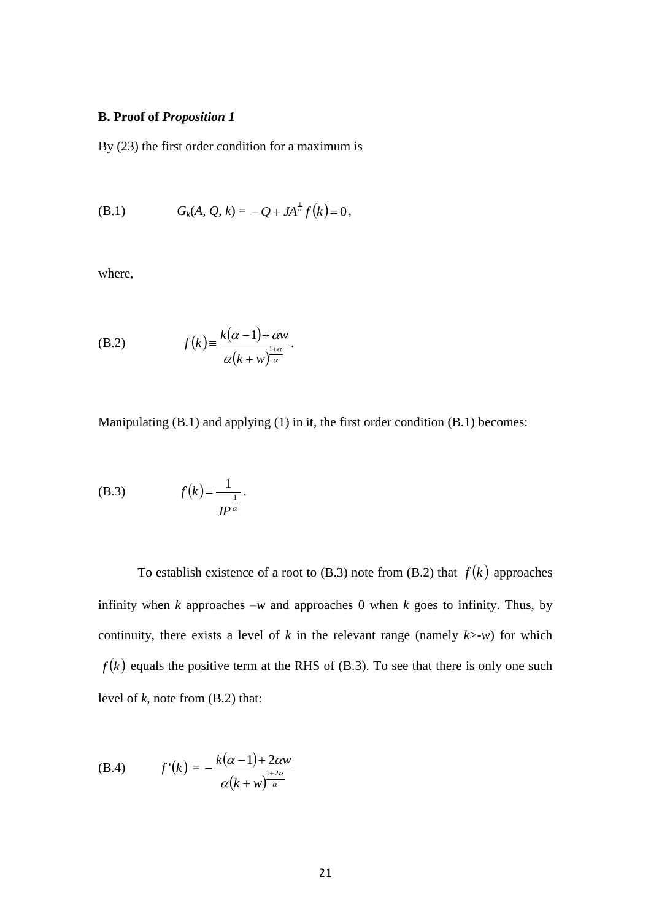**B. Proof of *Proposition 1***

By (23) the first order condition for a maximum is

$$\text{(B.1)} \qquad G_k(A, Q, k) = -Q + JA^{\frac{1}{\alpha}} f(k) = 0,$$

where,

$$\text{(B.2)} \qquad f(k) \equiv \frac{k(\alpha - 1) + \alpha w}{\alpha (k + w)^{\frac{1+\alpha}{\alpha}}}.$$

Manipulating (B.1) and applying (1) in it, the first order condition (B.1) becomes:

$$\text{(B.3)} \qquad f(k) = \frac{1}{JP^{\frac{1}{\alpha}}}.$$

To establish existence of a root to (B.3) note from (B.2) that $f(k)$ approaches infinity when $k$ approaches $-w$ and approaches 0 when $k$ goes to infinity. Thus, by continuity, there exists a level of $k$ in the relevant range (namely $k > -w$) for which $f(k)$ equals the positive term at the RHS of (B.3). To see that there is only one such level of $k$, note from (B.2) that:

$$\text{(B.4)} \qquad f'(k) = -\frac{k(\alpha - 1) + 2\alpha w}{\alpha (k + w)^{\frac{1+2\alpha}{\alpha}}}$$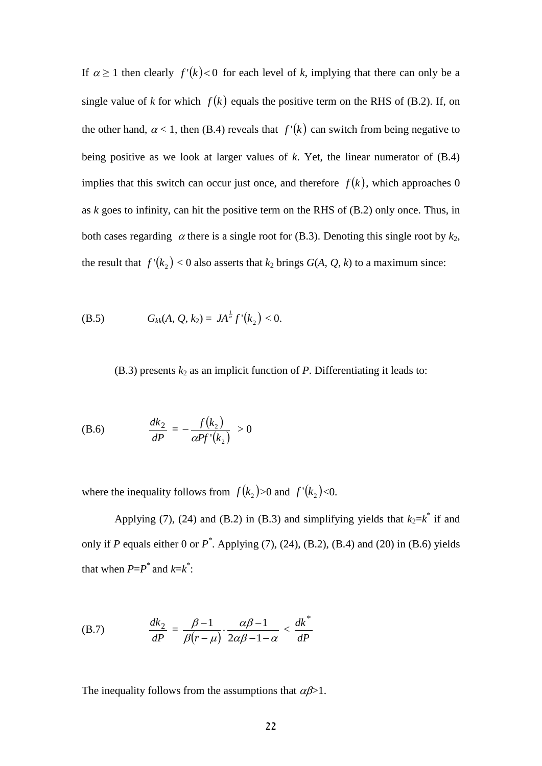If $\alpha \geq 1$ then clearly $f'(k) < 0$ for each level of *k*, implying that there can only be a single value of *k* for which $f(k)$ equals the positive term on the RHS of (B.2). If, on the other hand, $\alpha < 1$, then (B.4) reveals that $f'(k)$ can switch from being negative to being positive as we look at larger values of *k*. Yet, the linear numerator of (B.4) implies that this switch can occur just once, and therefore $f(k)$, which approaches 0 as *k* goes to infinity, can hit the positive term on the RHS of (B.2) only once. Thus, in both cases regarding $\alpha$ there is a single root for (B.3). Denoting this single root by $k_2$, the result that $f'(k_2) < 0$ also asserts that $k_2$ brings $G(A, Q, k)$ to a maximum since:

$$\text{(B.5)} \qquad G_{kk}(A, Q, k_2) = JA^{\frac{1}{\alpha}} f'(k_2) < 0.$$

(B.3) presents $k_2$ as an implicit function of *P*. Differentiating it leads to:

$$\text{(B.6)} \qquad \frac{dk_2}{dP} = -\frac{f(k_2)}{\alpha P f'(k_2)} > 0$$

where the inequality follows from $f(k_2)>0$ and $f'(k_2)<0$.

Applying (7), (24) and (B.2) in (B.3) and simplifying yields that $k_2=k^*$ if and only if *P* equals either 0 or $P^*$. Applying (7), (24), (B.2), (B.4) and (20) in (B.6) yields that when $P=P^*$ and $k=k^*$:

$$\text{(B.7)} \qquad \frac{dk_2}{dP} = \frac{\beta-1}{\beta(r-\mu)} \cdot \frac{\alpha\beta-1}{2\alpha\beta-1-\alpha} < \frac{dk^*}{dP}$$

The inequality follows from the assumptions that $\alpha\beta>1$.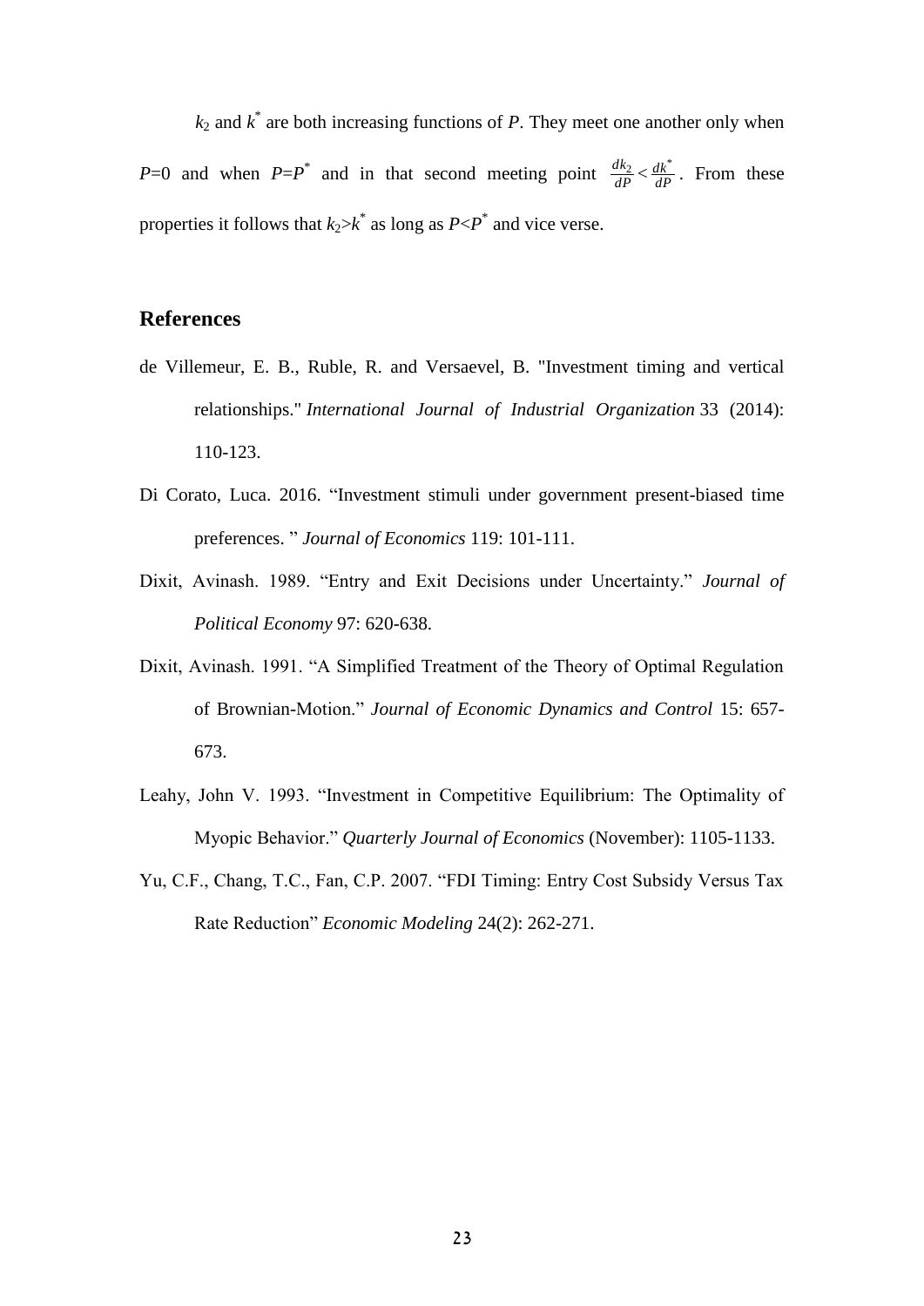$k_2$ and $k^*$ are both increasing functions of $P$. They meet one another only when $P$=0 and when $P$=$P^*$ and in that second meeting point $\frac{dk_2}{dP} < \frac{dk^*}{dP}$. From these properties it follows that $k_2$>$k^*$ as long as $P$<$P^*$ and vice verse.

## References

de Villemeur, E. B., Ruble, R. and Versaevel, B. "Investment timing and vertical relationships." *International Journal of Industrial Organization* 33 (2014): 110-123.

Di Corato, Luca. 2016. "Investment stimuli under government present-biased time preferences. " *Journal of Economics* 119: 101-111.

Dixit, Avinash. 1989. "Entry and Exit Decisions under Uncertainty." *Journal of Political Economy* 97: 620-638.

Dixit, Avinash. 1991. "A Simplified Treatment of the Theory of Optimal Regulation of Brownian-Motion." *Journal of Economic Dynamics and Control* 15: 657-673.

Leahy, John V. 1993. "Investment in Competitive Equilibrium: The Optimality of Myopic Behavior." *Quarterly Journal of Economics* (November): 1105-1133.

Yu, C.F., Chang, T.C., Fan, C.P. 2007. "FDI Timing: Entry Cost Subsidy Versus Tax Rate Reduction" *Economic Modeling* 24(2): 262-271.